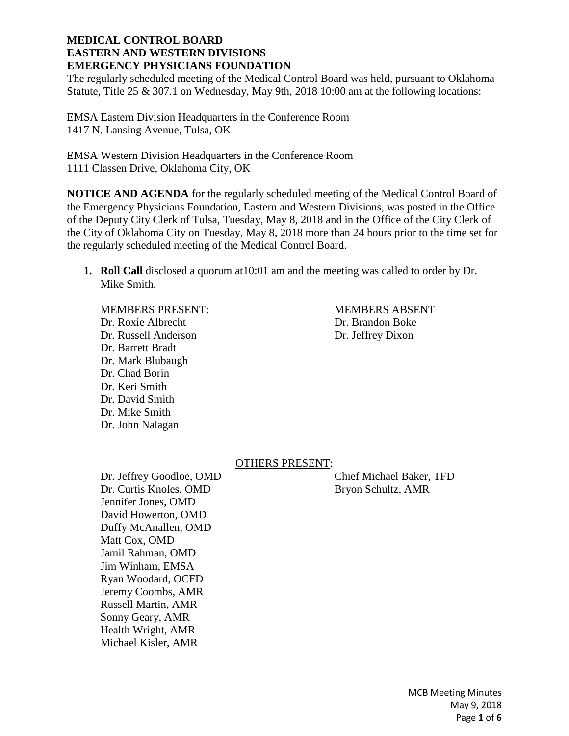**MEDICAL CONTROL BOARD**
**EASTERN AND WESTERN DIVISIONS**
**EMERGENCY PHYSICIANS FOUNDATION**

The regularly scheduled meeting of the Medical Control Board was held, pursuant to Oklahoma Statute, Title 25 & 307.1 on Wednesday, May 9th, 2018 10:00 am at the following locations:

EMSA Eastern Division Headquarters in the Conference Room
1417 N. Lansing Avenue, Tulsa, OK

EMSA Western Division Headquarters in the Conference Room
1111 Classen Drive, Oklahoma City, OK

**NOTICE AND AGENDA** for the regularly scheduled meeting of the Medical Control Board of the Emergency Physicians Foundation, Eastern and Western Divisions, was posted in the Office of the Deputy City Clerk of Tulsa, Tuesday, May 8, 2018 and in the Office of the City Clerk of the City of Oklahoma City on Tuesday, May 8, 2018 more than 24 hours prior to the time set for the regularly scheduled meeting of the Medical Control Board.

1. **Roll Call** disclosed a quorum at10:01 am and the meeting was called to order by Dr. Mike Smith.

MEMBERS PRESENT:
Dr. Roxie Albrecht
Dr. Russell Anderson
Dr. Barrett Bradt
Dr. Mark Blubaugh
Dr. Chad Borin
Dr. Keri Smith
Dr. David Smith
Dr. Mike Smith
Dr. John Nalagan

MEMBERS ABSENT
Dr. Brandon Boke
Dr. Jeffrey Dixon

OTHERS PRESENT:
Dr. Jeffrey Goodloe, OMD
Dr. Curtis Knoles, OMD
Jennifer Jones, OMD
David Howerton, OMD
Duffy McAnallen, OMD
Matt Cox, OMD
Jamil Rahman, OMD
Jim Winham, EMSA
Ryan Woodard, OCFD
Jeremy Coombs, AMR
Russell Martin, AMR
Sonny Geary, AMR
Health Wright, AMR
Michael Kisler, AMR
Chief Michael Baker, TFD
Bryon Schultz, AMR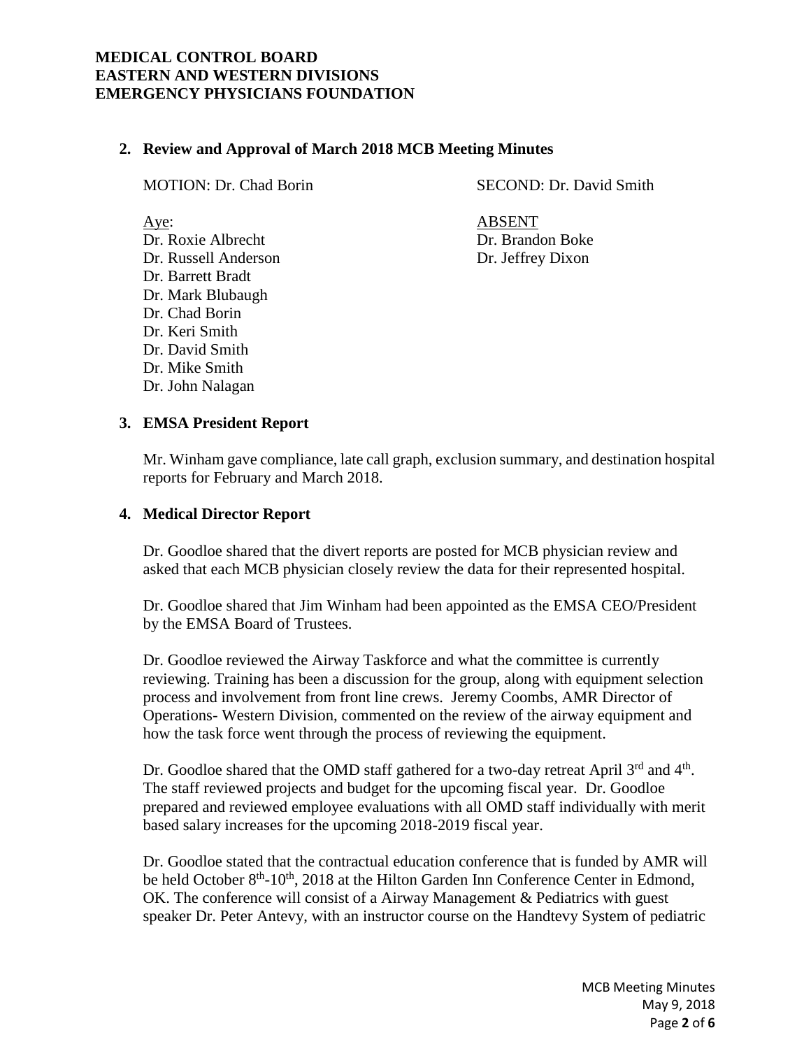**MEDICAL CONTROL BOARD**
**EASTERN AND WESTERN DIVISIONS**
**EMERGENCY PHYSICIANS FOUNDATION**

**2. Review and Approval of March 2018 MCB Meeting Minutes**

MOTION: Dr. Chad Borin

SECOND: Dr. David Smith

Aye:
Dr. Roxie Albrecht
Dr. Russell Anderson
Dr. Barrett Bradt
Dr. Mark Blubaugh
Dr. Chad Borin
Dr. Keri Smith
Dr. David Smith
Dr. Mike Smith
Dr. John Nalagan

ABSENT
Dr. Brandon Boke
Dr. Jeffrey Dixon

**3. EMSA President Report**

Mr. Winham gave compliance, late call graph, exclusion summary, and destination hospital reports for February and March 2018.

**4. Medical Director Report**

Dr. Goodloe shared that the divert reports are posted for MCB physician review and asked that each MCB physician closely review the data for their represented hospital.

Dr. Goodloe shared that Jim Winham had been appointed as the EMSA CEO/President by the EMSA Board of Trustees.

Dr. Goodloe reviewed the Airway Taskforce and what the committee is currently reviewing. Training has been a discussion for the group, along with equipment selection process and involvement from front line crews. Jeremy Coombs, AMR Director of Operations- Western Division, commented on the review of the airway equipment and how the task force went through the process of reviewing the equipment.

Dr. Goodloe shared that the OMD staff gathered for a two-day retreat April 3rd and 4th. The staff reviewed projects and budget for the upcoming fiscal year. Dr. Goodloe prepared and reviewed employee evaluations with all OMD staff individually with merit based salary increases for the upcoming 2018-2019 fiscal year.

Dr. Goodloe stated that the contractual education conference that is funded by AMR will be held October 8th-10th, 2018 at the Hilton Garden Inn Conference Center in Edmond, OK. The conference will consist of a Airway Management & Pediatrics with guest speaker Dr. Peter Antevy, with an instructor course on the Handtevy System of pediatric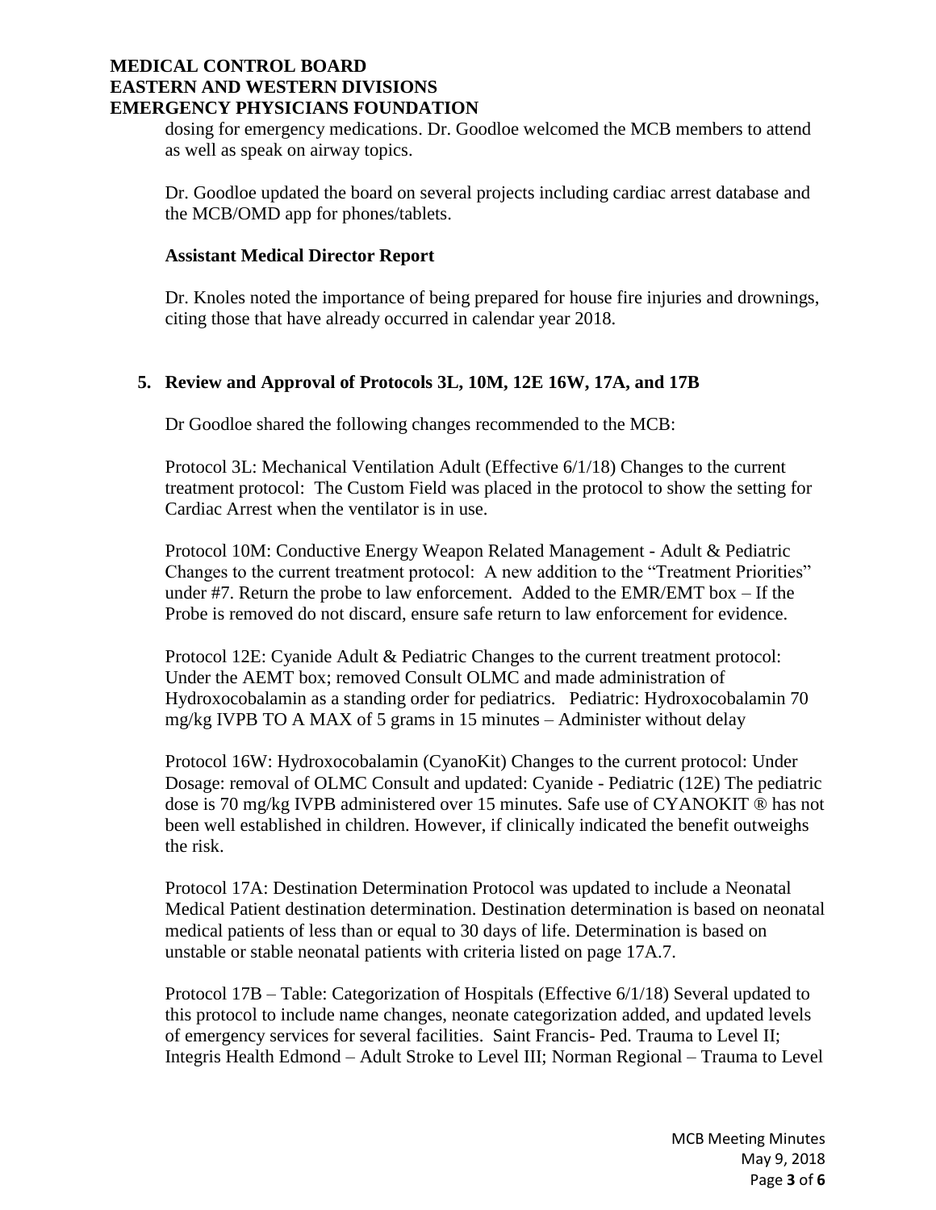dosing for emergency medications. Dr. Goodloe welcomed the MCB members to attend as well as speak on airway topics.

Dr. Goodloe updated the board on several projects including cardiac arrest database and the MCB/OMD app for phones/tablets.

**Assistant Medical Director Report**

Dr. Knoles noted the importance of being prepared for house fire injuries and drownings, citing those that have already occurred in calendar year 2018.

## 5. Review and Approval of Protocols 3L, 10M, 12E 16W, 17A, and 17B

Dr Goodloe shared the following changes recommended to the MCB:

Protocol 3L: Mechanical Ventilation Adult (Effective 6/1/18) Changes to the current treatment protocol: The Custom Field was placed in the protocol to show the setting for Cardiac Arrest when the ventilator is in use.

Protocol 10M: Conductive Energy Weapon Related Management - Adult & Pediatric Changes to the current treatment protocol: A new addition to the "Treatment Priorities" under #7. Return the probe to law enforcement. Added to the EMR/EMT box – If the Probe is removed do not discard, ensure safe return to law enforcement for evidence.

Protocol 12E: Cyanide Adult & Pediatric Changes to the current treatment protocol: Under the AEMT box; removed Consult OLMC and made administration of Hydroxocobalamin as a standing order for pediatrics. Pediatric: Hydroxocobalamin 70 mg/kg IVPB TO A MAX of 5 grams in 15 minutes – Administer without delay

Protocol 16W: Hydroxocobalamin (CyanoKit) Changes to the current protocol: Under Dosage: removal of OLMC Consult and updated: Cyanide - Pediatric (12E) The pediatric dose is 70 mg/kg IVPB administered over 15 minutes. Safe use of CYANOKIT ® has not been well established in children. However, if clinically indicated the benefit outweighs the risk.

Protocol 17A: Destination Determination Protocol was updated to include a Neonatal Medical Patient destination determination. Destination determination is based on neonatal medical patients of less than or equal to 30 days of life. Determination is based on unstable or stable neonatal patients with criteria listed on page 17A.7.

Protocol 17B – Table: Categorization of Hospitals (Effective 6/1/18) Several updated to this protocol to include name changes, neonate categorization added, and updated levels of emergency services for several facilities. Saint Francis- Ped. Trauma to Level II; Integris Health Edmond – Adult Stroke to Level III; Norman Regional – Trauma to Level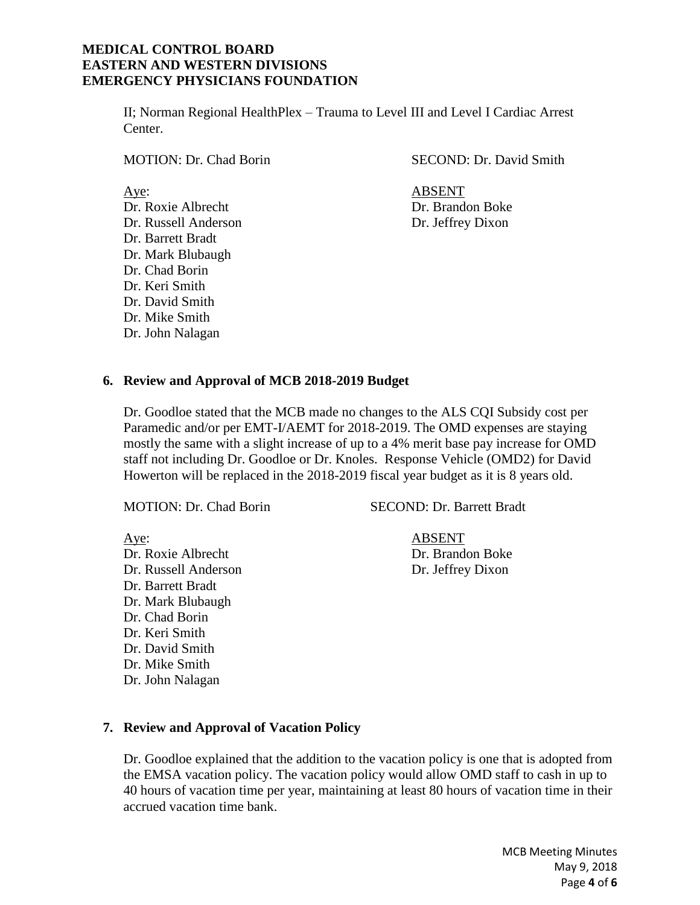II; Norman Regional HealthPlex – Trauma to Level III and Level I Cardiac Arrest Center.

MOTION: Dr. Chad Borin SECOND: Dr. David Smith

| Aye: | ABSENT |
|---|---|
| Dr. Roxie Albrecht | Dr. Brandon Boke |
| Dr. Russell Anderson | Dr. Jeffrey Dixon |
| Dr. Barrett Bradt | |
| Dr. Mark Blubaugh | |
| Dr. Chad Borin | |
| Dr. Keri Smith | |
| Dr. David Smith | |
| Dr. Mike Smith | |
| Dr. John Nalagan | |

**6. Review and Approval of MCB 2018-2019 Budget**

Dr. Goodloe stated that the MCB made no changes to the ALS CQI Subsidy cost per Paramedic and/or per EMT-I/AEMT for 2018-2019. The OMD expenses are staying mostly the same with a slight increase of up to a 4% merit base pay increase for OMD staff not including Dr. Goodloe or Dr. Knoles. Response Vehicle (OMD2) for David Howerton will be replaced in the 2018-2019 fiscal year budget as it is 8 years old.

MOTION: Dr. Chad Borin SECOND: Dr. Barrett Bradt

| Aye: | ABSENT |
|---|---|
| Dr. Roxie Albrecht | Dr. Brandon Boke |
| Dr. Russell Anderson | Dr. Jeffrey Dixon |
| Dr. Barrett Bradt | |
| Dr. Mark Blubaugh | |
| Dr. Chad Borin | |
| Dr. Keri Smith | |
| Dr. David Smith | |
| Dr. Mike Smith | |
| Dr. John Nalagan | |

**7. Review and Approval of Vacation Policy**

Dr. Goodloe explained that the addition to the vacation policy is one that is adopted from the EMSA vacation policy. The vacation policy would allow OMD staff to cash in up to 40 hours of vacation time per year, maintaining at least 80 hours of vacation time in their accrued vacation time bank.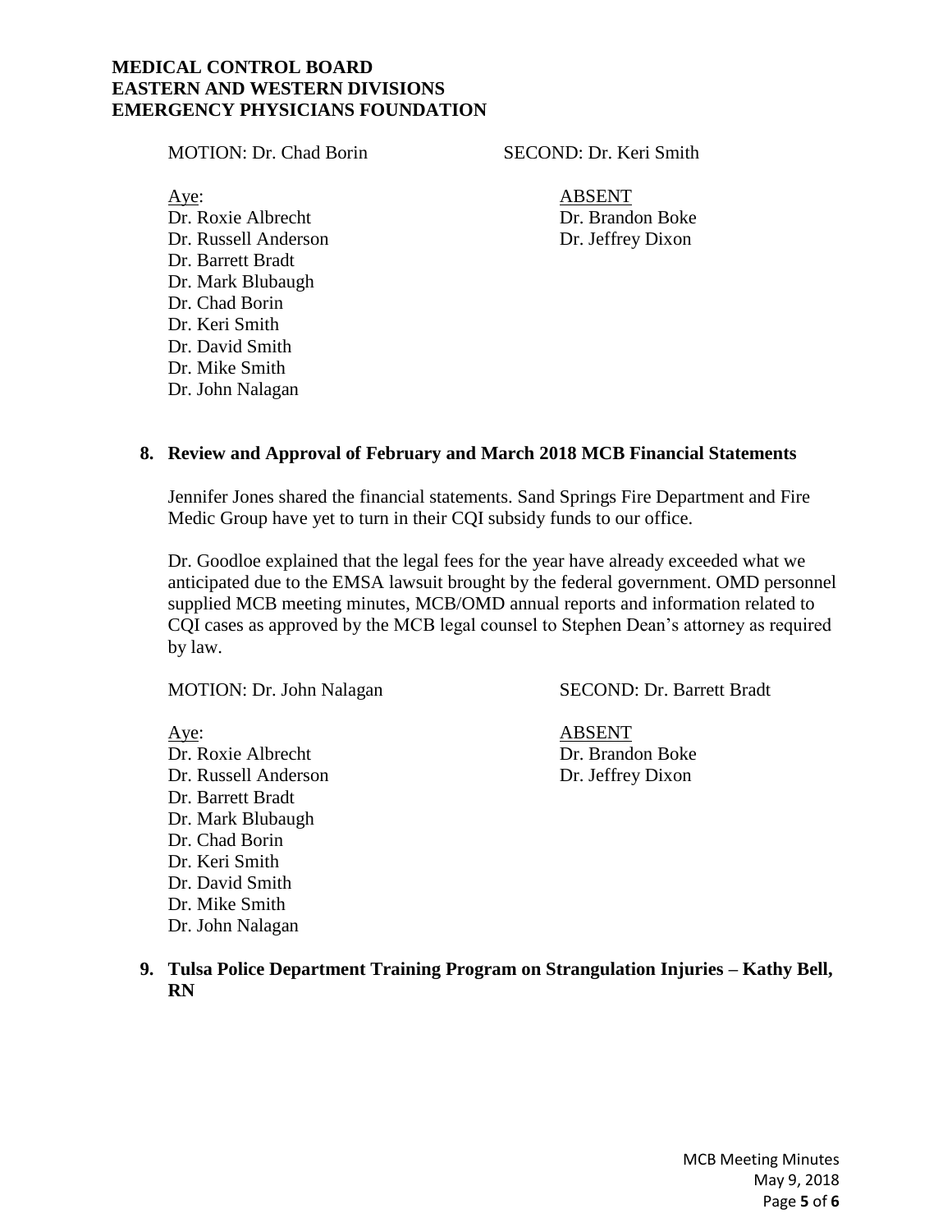**MEDICAL CONTROL BOARD**
**EASTERN AND WESTERN DIVISIONS**
**EMERGENCY PHYSICIANS FOUNDATION**

MOTION: Dr. Chad Borin SECOND: Dr. Keri Smith

Aye:
Dr. Roxie Albrecht
Dr. Russell Anderson
Dr. Barrett Bradt
Dr. Mark Blubaugh
Dr. Chad Borin
Dr. Keri Smith
Dr. David Smith
Dr. Mike Smith
Dr. John Nalagan

ABSENT
Dr. Brandon Boke
Dr. Jeffrey Dixon

**8. Review and Approval of February and March 2018 MCB Financial Statements**

Jennifer Jones shared the financial statements. Sand Springs Fire Department and Fire Medic Group have yet to turn in their CQI subsidy funds to our office.

Dr. Goodloe explained that the legal fees for the year have already exceeded what we anticipated due to the EMSA lawsuit brought by the federal government. OMD personnel supplied MCB meeting minutes, MCB/OMD annual reports and information related to CQI cases as approved by the MCB legal counsel to Stephen Dean's attorney as required by law.

MOTION: Dr. John Nalagan SECOND: Dr. Barrett Bradt

Aye:
Dr. Roxie Albrecht
Dr. Russell Anderson
Dr. Barrett Bradt
Dr. Mark Blubaugh
Dr. Chad Borin
Dr. Keri Smith
Dr. David Smith
Dr. Mike Smith
Dr. John Nalagan

ABSENT
Dr. Brandon Boke
Dr. Jeffrey Dixon

**9. Tulsa Police Department Training Program on Strangulation Injuries – Kathy Bell, RN**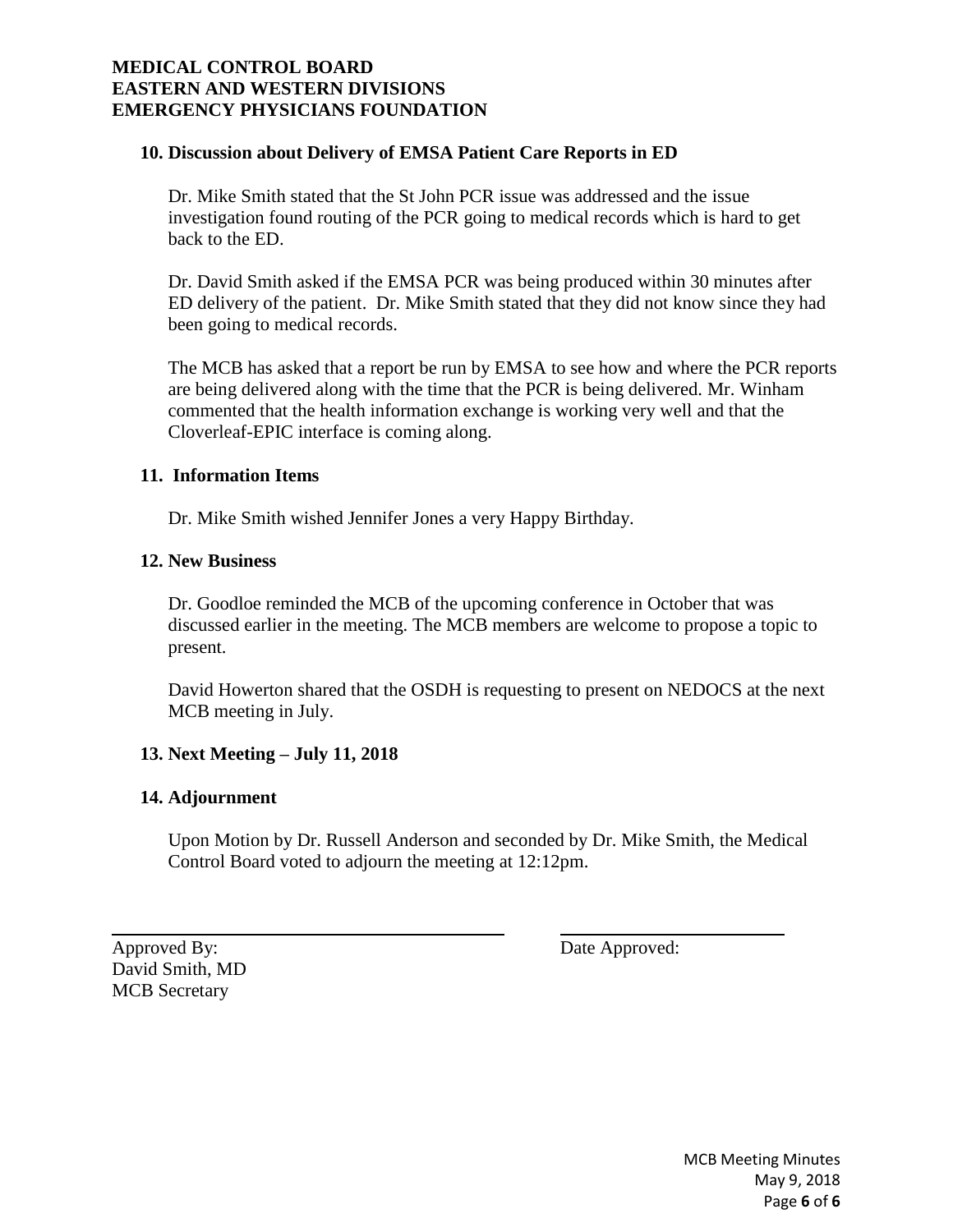### 10. Discussion about Delivery of EMSA Patient Care Reports in ED

Dr. Mike Smith stated that the St John PCR issue was addressed and the issue investigation found routing of the PCR going to medical records which is hard to get back to the ED.

Dr. David Smith asked if the EMSA PCR was being produced within 30 minutes after ED delivery of the patient. Dr. Mike Smith stated that they did not know since they had been going to medical records.

The MCB has asked that a report be run by EMSA to see how and where the PCR reports are being delivered along with the time that the PCR is being delivered. Mr. Winham commented that the health information exchange is working very well and that the Cloverleaf-EPIC interface is coming along.

### 11. Information Items

Dr. Mike Smith wished Jennifer Jones a very Happy Birthday.

### 12. New Business

Dr. Goodloe reminded the MCB of the upcoming conference in October that was discussed earlier in the meeting. The MCB members are welcome to propose a topic to present.

David Howerton shared that the OSDH is requesting to present on NEDOCS at the next MCB meeting in July.

### 13. Next Meeting – July 11, 2018

### 14. Adjournment

Upon Motion by Dr. Russell Anderson and seconded by Dr. Mike Smith, the Medical Control Board voted to adjourn the meeting at 12:12pm.

Approved By:
David Smith, MD
MCB Secretary

Date Approved: